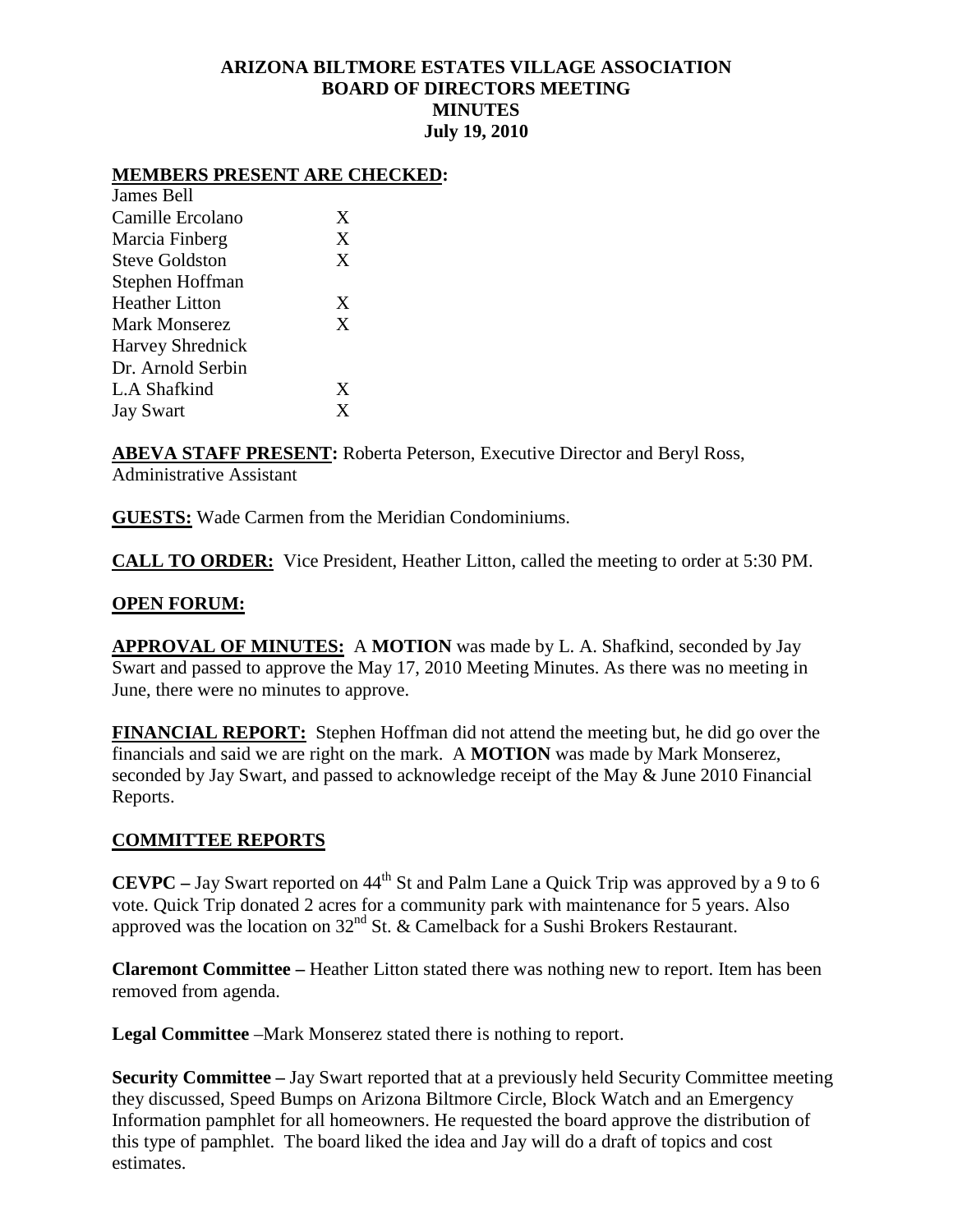# ARIZONA BILTMORE ESTATES VILLAGE ASSOCIATION
## BOARD OF DIRECTORS MEETING
## MINUTES
## July 19, 2010

**MEMBERS PRESENT ARE CHECKED:**

| | |
|---|---|
| James Bell | |
| Camille Ercolano | X |
| Marcia Finberg | X |
| Steve Goldston | X |
| Stephen Hoffman | |
| Heather Litton | X |
| Mark Monserez | X |
| Harvey Shrednick | |
| Dr. Arnold Serbin | |
| L.A Shafkind | X |
| Jay Swart | X |

**ABEVA STAFF PRESENT:** Roberta Peterson, Executive Director and Beryl Ross, Administrative Assistant

**GUESTS:** Wade Carmen from the Meridian Condominiums.

**CALL TO ORDER:** Vice President, Heather Litton, called the meeting to order at 5:30 PM.

**OPEN FORUM:**

**APPROVAL OF MINUTES:** A **MOTION** was made by L. A. Shafkind, seconded by Jay Swart and passed to approve the May 17, 2010 Meeting Minutes. As there was no meeting in June, there were no minutes to approve.

**FINANCIAL REPORT:** Stephen Hoffman did not attend the meeting but, he did go over the financials and said we are right on the mark. A **MOTION** was made by Mark Monserez, seconded by Jay Swart, and passed to acknowledge receipt of the May & June 2010 Financial Reports.

**COMMITTEE REPORTS**

**CEVPC –** Jay Swart reported on 44th St and Palm Lane a Quick Trip was approved by a 9 to 6 vote. Quick Trip donated 2 acres for a community park with maintenance for 5 years. Also approved was the location on 32nd St. & Camelback for a Sushi Brokers Restaurant.

**Claremont Committee –** Heather Litton stated there was nothing new to report. Item has been removed from agenda.

**Legal Committee** –Mark Monserez stated there is nothing to report.

**Security Committee –** Jay Swart reported that at a previously held Security Committee meeting they discussed, Speed Bumps on Arizona Biltmore Circle, Block Watch and an Emergency Information pamphlet for all homeowners. He requested the board approve the distribution of this type of pamphlet. The board liked the idea and Jay will do a draft of topics and cost estimates.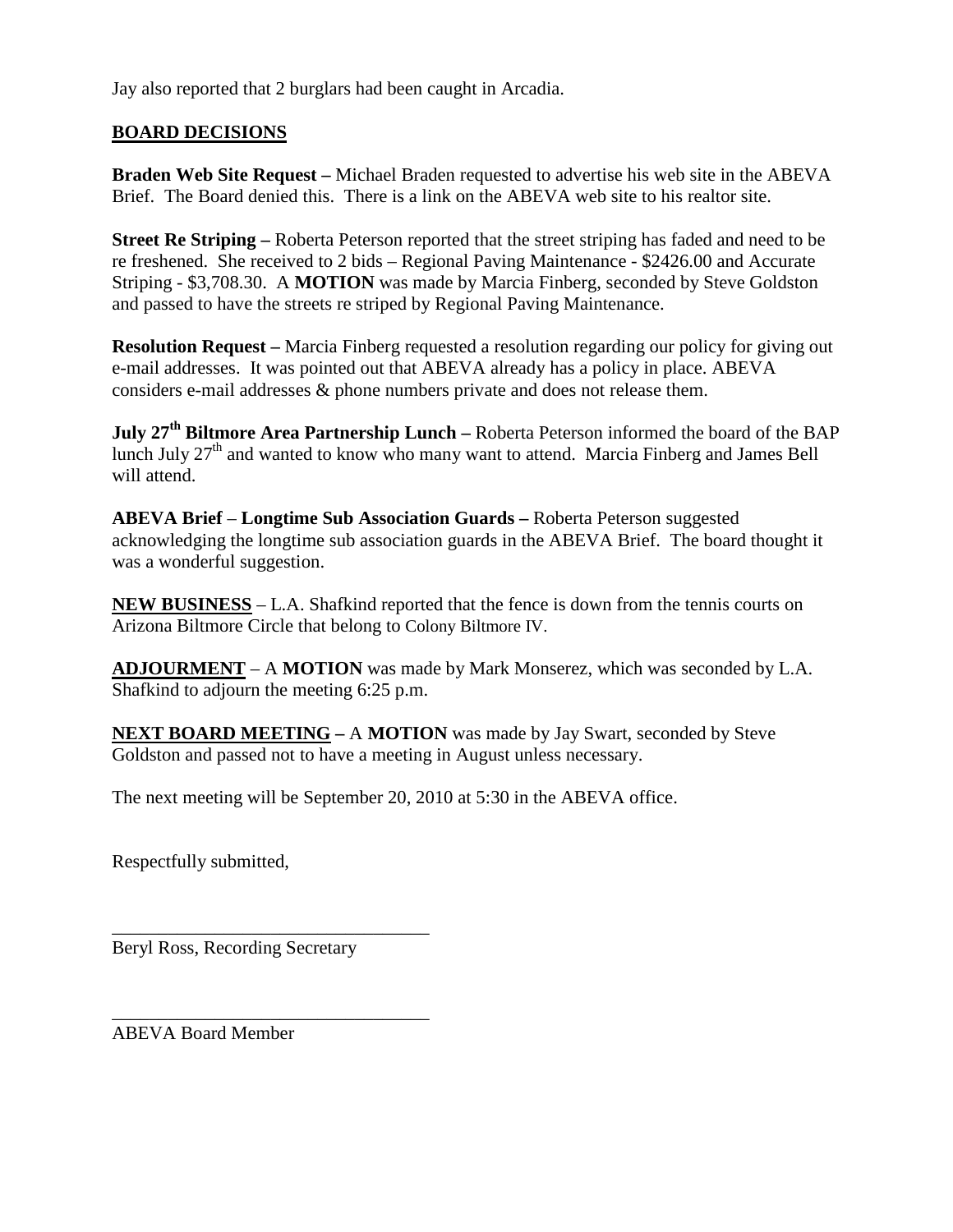Jay also reported that 2 burglars had been caught in Arcadia.

**BOARD DECISIONS**

**Braden Web Site Request –** Michael Braden requested to advertise his web site in the ABEVA Brief. The Board denied this. There is a link on the ABEVA web site to his realtor site.

**Street Re Striping –** Roberta Peterson reported that the street striping has faded and need to be re freshened. She received to 2 bids – Regional Paving Maintenance - $2426.00 and Accurate Striping - $3,708.30. A **MOTION** was made by Marcia Finberg, seconded by Steve Goldston and passed to have the streets re striped by Regional Paving Maintenance.

**Resolution Request –** Marcia Finberg requested a resolution regarding our policy for giving out e-mail addresses. It was pointed out that ABEVA already has a policy in place. ABEVA considers e-mail addresses & phone numbers private and does not release them.

**July 27th Biltmore Area Partnership Lunch –** Roberta Peterson informed the board of the BAP lunch July 27th and wanted to know who many want to attend. Marcia Finberg and James Bell will attend.

**ABEVA Brief** – **Longtime Sub Association Guards –** Roberta Peterson suggested acknowledging the longtime sub association guards in the ABEVA Brief. The board thought it was a wonderful suggestion.

**NEW BUSINESS** – L.A. Shafkind reported that the fence is down from the tennis courts on Arizona Biltmore Circle that belong to Colony Biltmore IV.

**ADJOURMENT** – A **MOTION** was made by Mark Monserez, which was seconded by L.A. Shafkind to adjourn the meeting 6:25 p.m.

**NEXT BOARD MEETING –** A **MOTION** was made by Jay Swart, seconded by Steve Goldston and passed not to have a meeting in August unless necessary.

The next meeting will be September 20, 2010 at 5:30 in the ABEVA office.

Respectfully submitted,

___________________________________
Beryl Ross, Recording Secretary

___________________________________
ABEVA Board Member